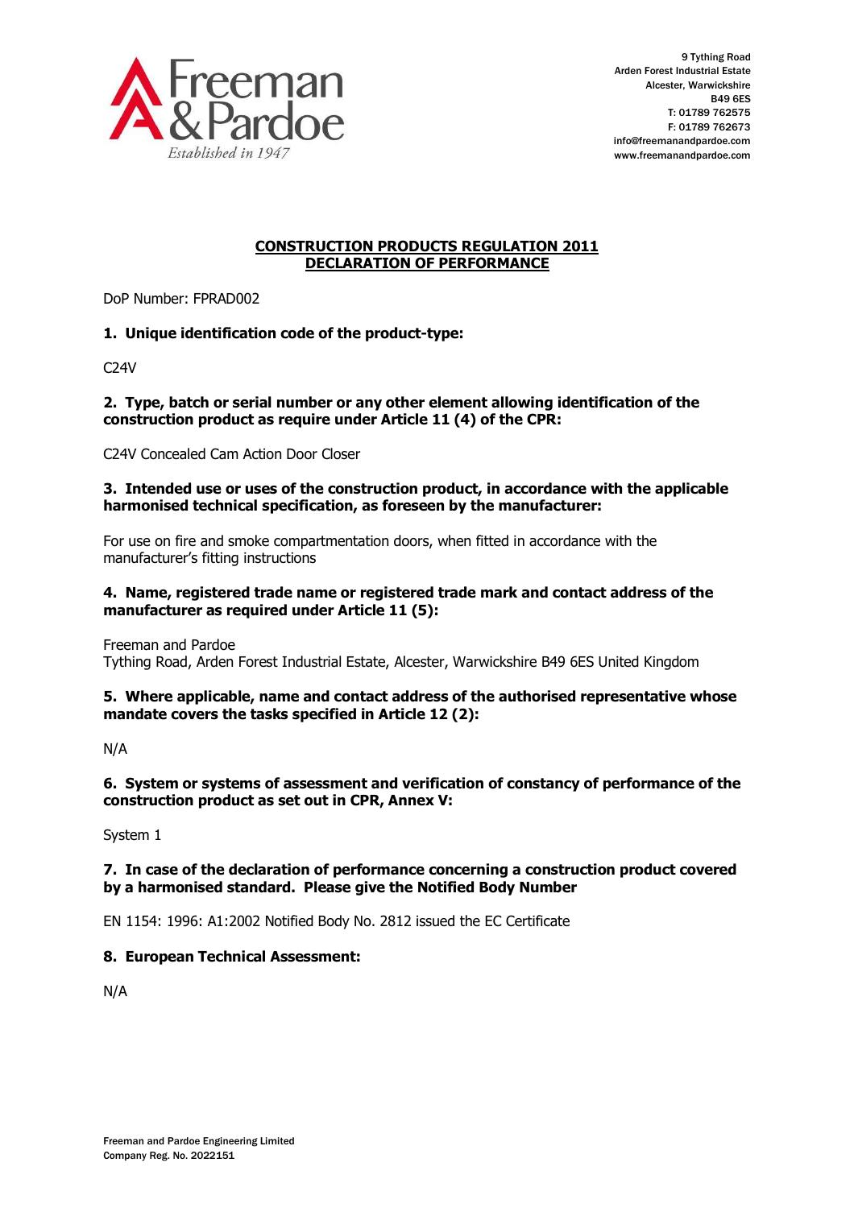Freeman & Pardoe
*Established in 1947*

9 Tything Road
Arden Forest Industrial Estate
Alcester, Warwickshire
B49 6ES
T: 01789 762575
F: 01789 762673
info@freemanandpardoe.com
www.freemanandpardoe.com

## CONSTRUCTION PRODUCTS REGULATION 2011
## DECLARATION OF PERFORMANCE

DoP Number: FPRAD002

**1. Unique identification code of the product-type:**

C24V

**2. Type, batch or serial number or any other element allowing identification of the construction product as require under Article 11 (4) of the CPR:**

C24V Concealed Cam Action Door Closer

**3. Intended use or uses of the construction product, in accordance with the applicable harmonised technical specification, as foreseen by the manufacturer:**

For use on fire and smoke compartmentation doors, when fitted in accordance with the manufacturer's fitting instructions

**4. Name, registered trade name or registered trade mark and contact address of the manufacturer as required under Article 11 (5):**

Freeman and Pardoe
Tything Road, Arden Forest Industrial Estate, Alcester, Warwickshire B49 6ES United Kingdom

**5. Where applicable, name and contact address of the authorised representative whose mandate covers the tasks specified in Article 12 (2):**

N/A

**6. System or systems of assessment and verification of constancy of performance of the construction product as set out in CPR, Annex V:**

System 1

**7. In case of the declaration of performance concerning a construction product covered by a harmonised standard. Please give the Notified Body Number**

EN 1154: 1996: A1:2002 Notified Body No. 2812 issued the EC Certificate

**8. European Technical Assessment:**

N/A

Freeman and Pardoe Engineering Limited
Company Reg. No. 2022151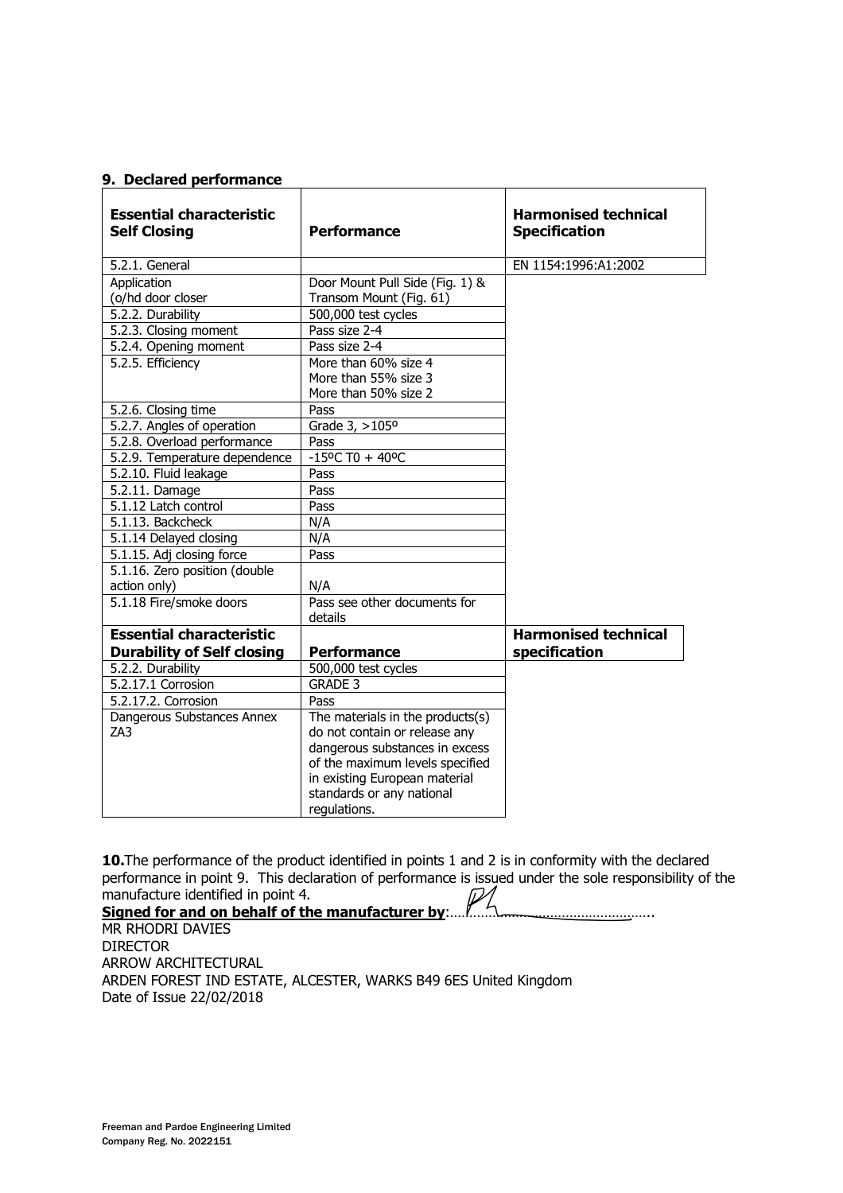## 9. Declared performance

| Essential characteristic Self Closing | Performance | Harmonised technical Specification |
|---|---|---|
| 5.2.1. General | | EN 1154:1996:A1:2002 |
| Application (o/hd door closer | Door Mount Pull Side (Fig. 1) & Transom Mount (Fig. 61) | |
| 5.2.2. Durability | 500,000 test cycles | |
| 5.2.3. Closing moment | Pass size 2-4 | |
| 5.2.4. Opening moment | Pass size 2-4 | |
| 5.2.5. Efficiency | More than 60% size 4<br>More than 55% size 3<br>More than 50% size 2 | |
| 5.2.6. Closing time | Pass | |
| 5.2.7. Angles of operation | Grade 3, >105º | |
| 5.2.8. Overload performance | Pass | |
| 5.2.9. Temperature dependence | -15ºC T0 + 40ºC | |
| 5.2.10. Fluid leakage | Pass | |
| 5.2.11. Damage | Pass | |
| 5.1.12 Latch control | Pass | |
| 5.1.13. Backcheck | N/A | |
| 5.1.14 Delayed closing | N/A | |
| 5.1.15. Adj closing force | Pass | |
| 5.1.16. Zero position (double action only) | N/A | |
| 5.1.18 Fire/smoke doors | Pass see other documents for details | |
| **Essential characteristic Durability of Self closing** | **Performance** | **Harmonised technical specification** |
| 5.2.2. Durability | 500,000 test cycles | |
| 5.2.17.1 Corrosion | GRADE 3 | |
| 5.2.17.2. Corrosion | Pass | |
| Dangerous Substances Annex ZA3 | The materials in the products(s) do not contain or release any dangerous substances in excess of the maximum levels specified in existing European material standards or any national regulations. | |

**10.** The performance of the product identified in points 1 and 2 is in conformity with the declared performance in point 9. This declaration of performance is issued under the sole responsibility of the manufacture identified in point 4.

**Signed for and on behalf of the manufacturer by**:……………………………………………..

MR RHODRI DAVIES
DIRECTOR
ARROW ARCHITECTURAL
ARDEN FOREST IND ESTATE, ALCESTER, WARKS B49 6ES United Kingdom
Date of Issue 22/02/2018

Freeman and Pardoe Engineering Limited
Company Reg. No. 2022151